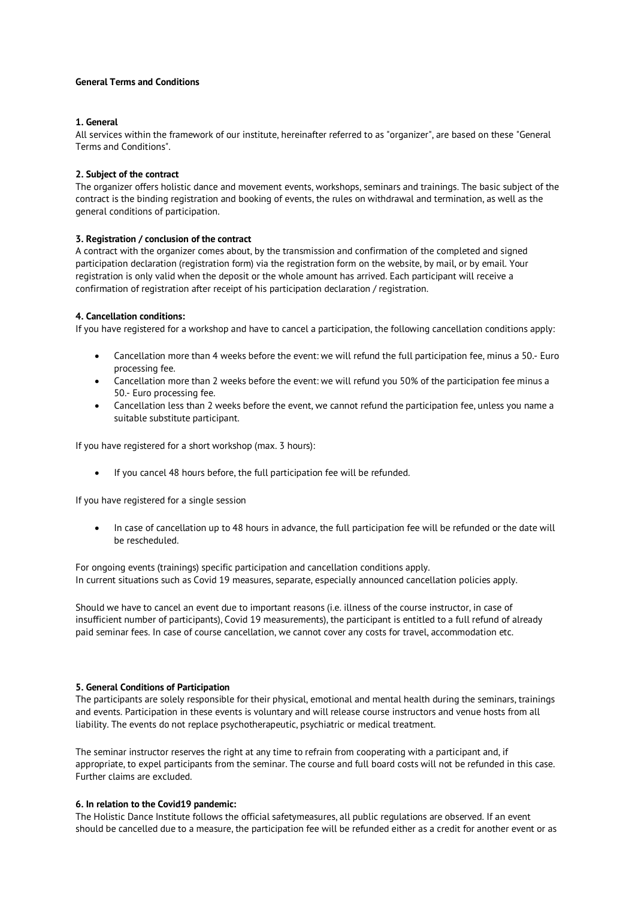**General Terms and Conditions**

**1. General**

All services within the framework of our institute, hereinafter referred to as "organizer", are based on these "General Terms and Conditions".

**2. Subject of the contract**

The organizer offers holistic dance and movement events, workshops, seminars and trainings. The basic subject of the contract is the binding registration and booking of events, the rules on withdrawal and termination, as well as the general conditions of participation.

**3. Registration / conclusion of the contract**

A contract with the organizer comes about, by the transmission and confirmation of the completed and signed participation declaration (registration form) via the registration form on the website, by mail, or by email. Your registration is only valid when the deposit or the whole amount has arrived. Each participant will receive a confirmation of registration after receipt of his participation declaration / registration.

**4. Cancellation conditions:**

If you have registered for a workshop and have to cancel a participation, the following cancellation conditions apply:

- Cancellation more than 4 weeks before the event: we will refund the full participation fee, minus a 50.- Euro processing fee.
- Cancellation more than 2 weeks before the event: we will refund you 50% of the participation fee minus a 50.- Euro processing fee.
- Cancellation less than 2 weeks before the event, we cannot refund the participation fee, unless you name a suitable substitute participant.

If you have registered for a short workshop (max. 3 hours):

- If you cancel 48 hours before, the full participation fee will be refunded.

If you have registered for a single session

- In case of cancellation up to 48 hours in advance, the full participation fee will be refunded or the date will be rescheduled.

For ongoing events (trainings) specific participation and cancellation conditions apply.
In current situations such as Covid 19 measures, separate, especially announced cancellation policies apply.

Should we have to cancel an event due to important reasons (i.e. illness of the course instructor, in case of insufficient number of participants), Covid 19 measurements), the participant is entitled to a full refund of already paid seminar fees. In case of course cancellation, we cannot cover any costs for travel, accommodation etc.

**5. General Conditions of Participation**

The participants are solely responsible for their physical, emotional and mental health during the seminars, trainings and events. Participation in these events is voluntary and will release course instructors and venue hosts from all liability. The events do not replace psychotherapeutic, psychiatric or medical treatment.

The seminar instructor reserves the right at any time to refrain from cooperating with a participant and, if appropriate, to expel participants from the seminar. The course and full board costs will not be refunded in this case. Further claims are excluded.

**6. In relation to the Covid19 pandemic:**

The Holistic Dance Institute follows the official safetymeasures, all public regulations are observed. If an event should be cancelled due to a measure, the participation fee will be refunded either as a credit for another event or as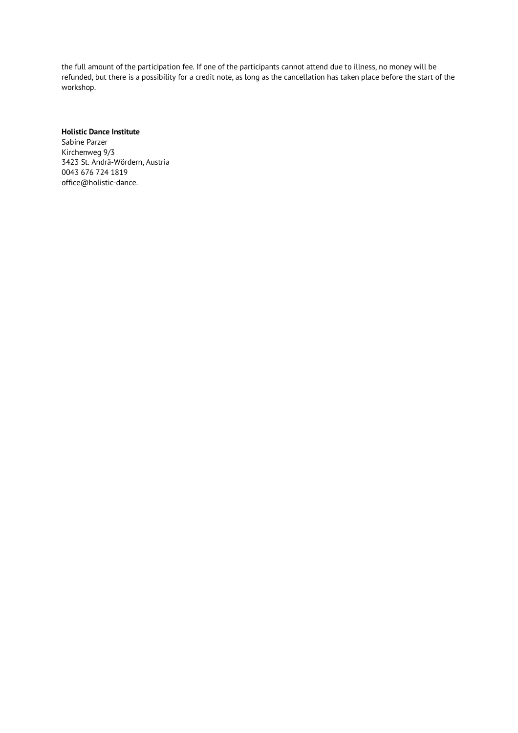the full amount of the participation fee. If one of the participants cannot attend due to illness, no money will be refunded, but there is a possibility for a credit note, as long as the cancellation has taken place before the start of the workshop.

**Holistic Dance Institute**
Sabine Parzer
Kirchenweg 9/3
3423 St. Andrä-Wördern, Austria
0043 676 724 1819
office@holistic-dance.